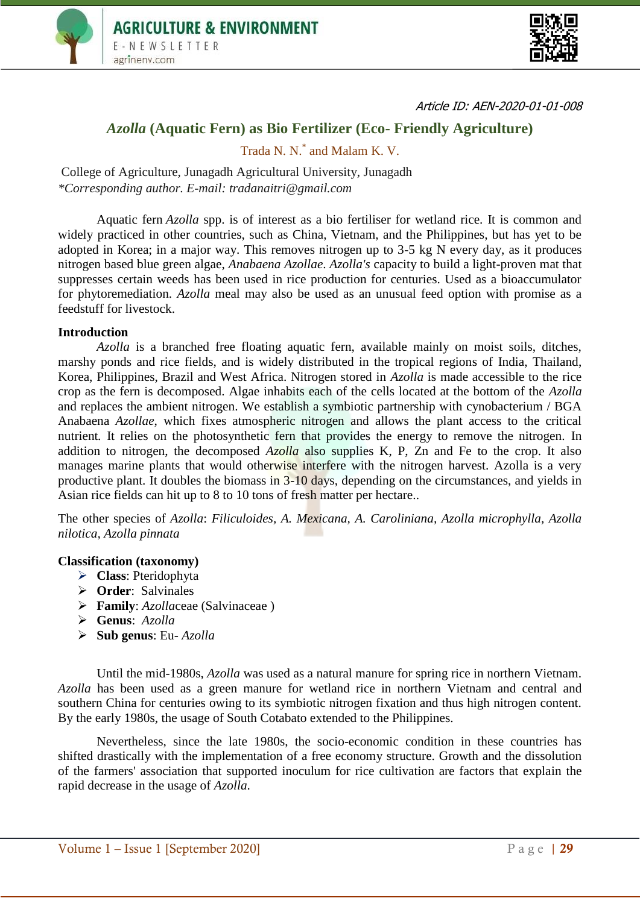Article ID: AEN-2020-01-01-008

# *Azolla* (Aquatic Fern) as Bio Fertilizer (Eco- Friendly Agriculture)

Trada N. N.* and Malam K. V.

College of Agriculture, Junagadh Agricultural University, Junagadh

*\*Corresponding author. E-mail: tradanaitri@gmail.com*

Aquatic fern *Azolla* spp. is of interest as a bio fertiliser for wetland rice. It is common and widely practiced in other countries, such as China, Vietnam, and the Philippines, but has yet to be adopted in Korea; in a major way. This removes nitrogen up to 3-5 kg N every day, as it produces nitrogen based blue green algae, *Anabaena Azollae*. *Azolla's* capacity to build a light-proven mat that suppresses certain weeds has been used in rice production for centuries. Used as a bioaccumulator for phytoremediation. *Azolla* meal may also be used as an unusual feed option with promise as a feedstuff for livestock.

## Introduction

*Azolla* is a branched free floating aquatic fern, available mainly on moist soils, ditches, marshy ponds and rice fields, and is widely distributed in the tropical regions of India, Thailand, Korea, Philippines, Brazil and West Africa. Nitrogen stored in *Azolla* is made accessible to the rice crop as the fern is decomposed. Algae inhabits each of the cells located at the bottom of the *Azolla* and replaces the ambient nitrogen. We establish a symbiotic partnership with cynobacterium / BGA Anabaena *Azollae*, which fixes atmospheric nitrogen and allows the plant access to the critical nutrient. It relies on the photosynthetic fern that provides the energy to remove the nitrogen. In addition to nitrogen, the decomposed *Azolla* also supplies K, P, Zn and Fe to the crop. It also manages marine plants that would otherwise interfere with the nitrogen harvest. Azolla is a very productive plant. It doubles the biomass in 3-10 days, depending on the circumstances, and yields in Asian rice fields can hit up to 8 to 10 tons of fresh matter per hectare..

The other species of *Azolla*: *Filiculoides, A. Mexicana, A. Caroliniana, Azolla microphylla, Azolla nilotica, Azolla pinnata*

## Classification (taxonomy)

- **Class**: Pteridophyta
- **Order**: Salvinales
- **Family**: *Azolla*ceae (Salvinaceae )
- **Genus**: *Azolla*
- **Sub genus**: Eu- *Azolla*

Until the mid-1980s, *Azolla* was used as a natural manure for spring rice in northern Vietnam. *Azolla* has been used as a green manure for wetland rice in northern Vietnam and central and southern China for centuries owing to its symbiotic nitrogen fixation and thus high nitrogen content. By the early 1980s, the usage of South Cotabato extended to the Philippines.

Nevertheless, since the late 1980s, the socio-economic condition in these countries has shifted drastically with the implementation of a free economy structure. Growth and the dissolution of the farmers' association that supported inoculum for rice cultivation are factors that explain the rapid decrease in the usage of *Azolla.*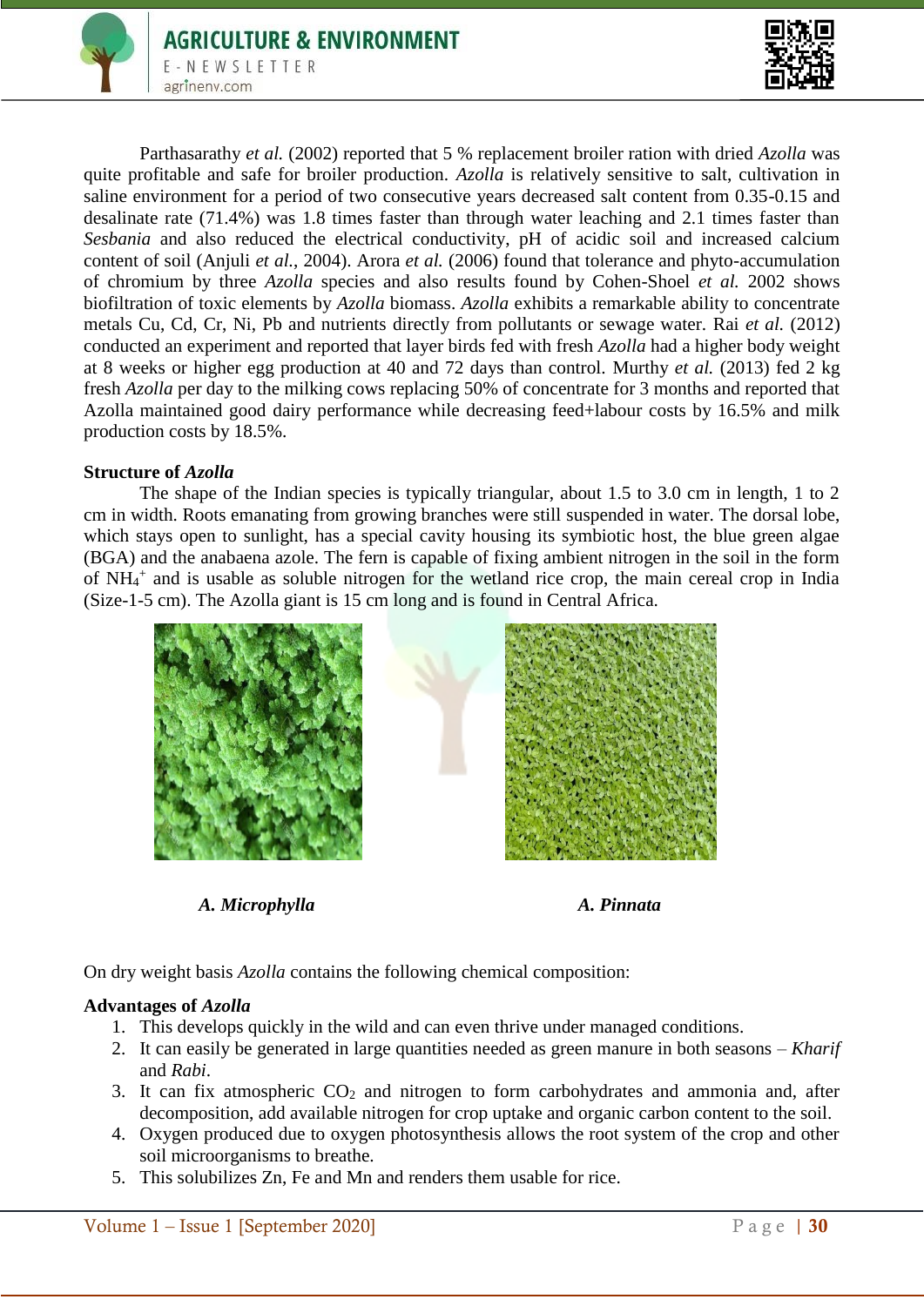Parthasarathy *et al.* (2002) reported that 5 % replacement broiler ration with dried *Azolla* was quite profitable and safe for broiler production. *Azolla* is relatively sensitive to salt, cultivation in saline environment for a period of two consecutive years decreased salt content from 0.35-0.15 and desalinate rate (71.4%) was 1.8 times faster than through water leaching and 2.1 times faster than *Sesbania* and also reduced the electrical conductivity, pH of acidic soil and increased calcium content of soil (Anjuli *et al.*, 2004). Arora *et al.* (2006) found that tolerance and phyto-accumulation of chromium by three *Azolla* species and also results found by Cohen-Shoel *et al.* 2002 shows biofiltration of toxic elements by *Azolla* biomass. *Azolla* exhibits a remarkable ability to concentrate metals Cu, Cd, Cr, Ni, Pb and nutrients directly from pollutants or sewage water. Rai *et al.* (2012) conducted an experiment and reported that layer birds fed with fresh *Azolla* had a higher body weight at 8 weeks or higher egg production at 40 and 72 days than control. Murthy *et al.* (2013) fed 2 kg fresh *Azolla* per day to the milking cows replacing 50% of concentrate for 3 months and reported that Azolla maintained good dairy performance while decreasing feed+labour costs by 16.5% and milk production costs by 18.5%.

**Structure of *Azolla***

The shape of the Indian species is typically triangular, about 1.5 to 3.0 cm in length, 1 to 2 cm in width. Roots emanating from growing branches were still suspended in water. The dorsal lobe, which stays open to sunlight, has a special cavity housing its symbiotic host, the blue green algae (BGA) and the anabaena azole. The fern is capable of fixing ambient nitrogen in the soil in the form of $NH_4^+$ and is usable as soluble nitrogen for the wetland rice crop, the main cereal crop in India (Size-1-5 cm). The Azolla giant is 15 cm long and is found in Central Africa.

***A. Microphylla*** ***A. Pinnata***

On dry weight basis *Azolla* contains the following chemical composition:

**Advantages of *Azolla***

1. This develops quickly in the wild and can even thrive under managed conditions.
2. It can easily be generated in large quantities needed as green manure in both seasons – *Kharif* and *Rabi*.
3. It can fix atmospheric $CO_2$ and nitrogen to form carbohydrates and ammonia and, after decomposition, add available nitrogen for crop uptake and organic carbon content to the soil.
4. Oxygen produced due to oxygen photosynthesis allows the root system of the crop and other soil microorganisms to breathe.
5. This solubilizes Zn, Fe and Mn and renders them usable for rice.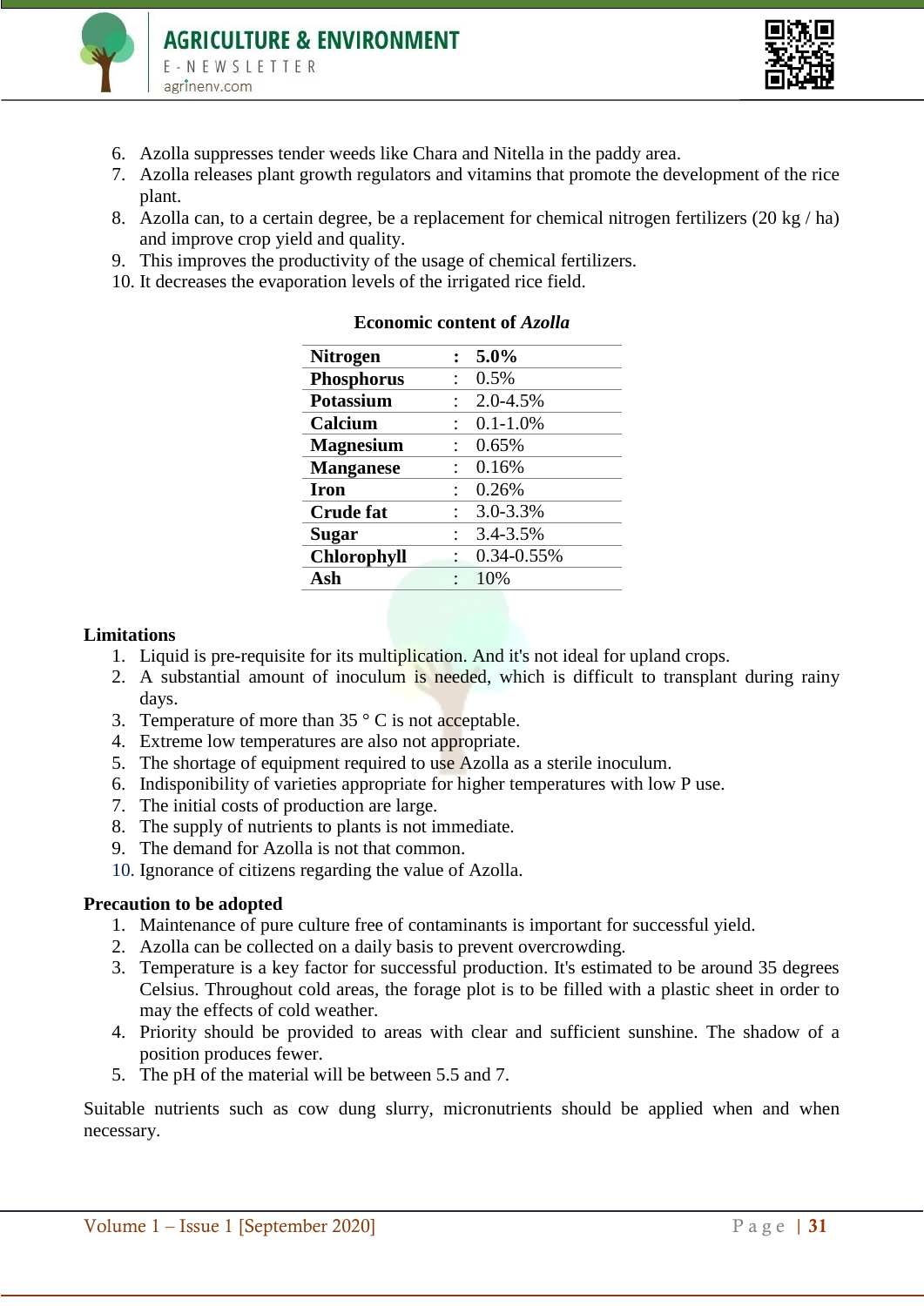6. Azolla suppresses tender weeds like Chara and Nitella in the paddy area.
7. Azolla releases plant growth regulators and vitamins that promote the development of the rice plant.
8. Azolla can, to a certain degree, be a replacement for chemical nitrogen fertilizers (20 kg / ha) and improve crop yield and quality.
9. This improves the productivity of the usage of chemical fertilizers.
10. It decreases the evaporation levels of the irrigated rice field.

**Economic content of *Azolla***

| | | |
|---|---|---|
| **Nitrogen** | **:** | **5.0%** |
| **Phosphorus** | : | 0.5% |
| **Potassium** | : | 2.0-4.5% |
| **Calcium** | : | 0.1-1.0% |
| **Magnesium** | : | 0.65% |
| **Manganese** | : | 0.16% |
| **Iron** | : | 0.26% |
| **Crude fat** | : | 3.0-3.3% |
| **Sugar** | : | 3.4-3.5% |
| **Chlorophyll** | : | 0.34-0.55% |
| **Ash** | : | 10% |

**Limitations**

1. Liquid is pre-requisite for its multiplication. And it's not ideal for upland crops.
2. A substantial amount of inoculum is needed, which is difficult to transplant during rainy days.
3. Temperature of more than 35 ° C is not acceptable.
4. Extreme low temperatures are also not appropriate.
5. The shortage of equipment required to use Azolla as a sterile inoculum.
6. Indisponibility of varieties appropriate for higher temperatures with low P use.
7. The initial costs of production are large.
8. The supply of nutrients to plants is not immediate.
9. The demand for Azolla is not that common.
10. Ignorance of citizens regarding the value of Azolla.

**Precaution to be adopted**

1. Maintenance of pure culture free of contaminants is important for successful yield.
2. Azolla can be collected on a daily basis to prevent overcrowding.
3. Temperature is a key factor for successful production. It's estimated to be around 35 degrees Celsius. Throughout cold areas, the forage plot is to be filled with a plastic sheet in order to may the effects of cold weather.
4. Priority should be provided to areas with clear and sufficient sunshine. The shadow of a position produces fewer.
5. The pH of the material will be between 5.5 and 7.

Suitable nutrients such as cow dung slurry, micronutrients should be applied when and when necessary.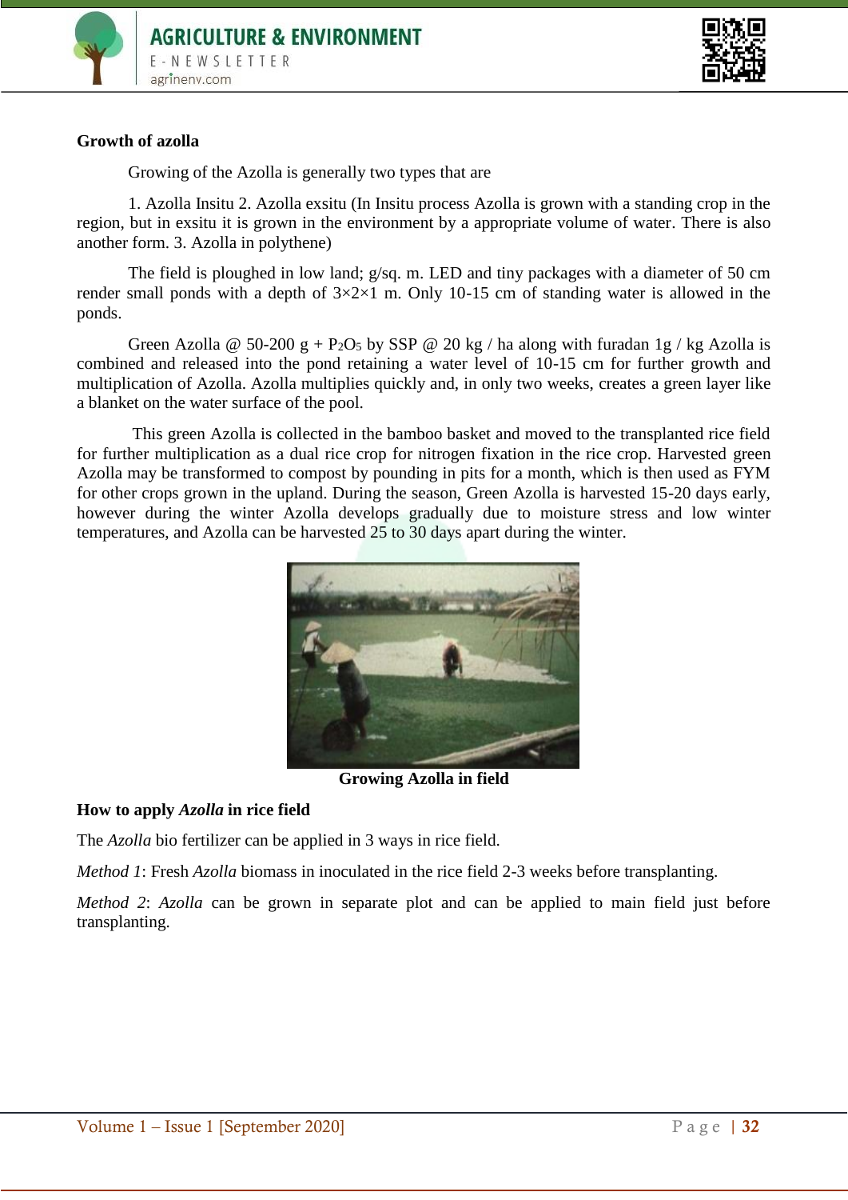**Growth of azolla**

Growing of the Azolla is generally two types that are

1. Azolla Insitu 2. Azolla exsitu (In Insitu process Azolla is grown with a standing crop in the region, but in exsitu it is grown in the environment by a appropriate volume of water. There is also another form. 3. Azolla in polythene)

The field is ploughed in low land; g/sq. m. LED and tiny packages with a diameter of 50 cm render small ponds with a depth of 3×2×1 m. Only 10-15 cm of standing water is allowed in the ponds.

Green Azolla @ 50-200 g + $P_2O_5$ by SSP @ 20 kg / ha along with furadan 1g / kg Azolla is combined and released into the pond retaining a water level of 10-15 cm for further growth and multiplication of Azolla. Azolla multiplies quickly and, in only two weeks, creates a green layer like a blanket on the water surface of the pool.

This green Azolla is collected in the bamboo basket and moved to the transplanted rice field for further multiplication as a dual rice crop for nitrogen fixation in the rice crop. Harvested green Azolla may be transformed to compost by pounding in pits for a month, which is then used as FYM for other crops grown in the upland. During the season, Green Azolla is harvested 15-20 days early, however during the winter Azolla develops gradually due to moisture stress and low winter temperatures, and Azolla can be harvested 25 to 30 days apart during the winter.

**Growing Azolla in field**

**How to apply *Azolla* in rice field**

The *Azolla* bio fertilizer can be applied in 3 ways in rice field.

*Method 1*: Fresh *Azolla* biomass in inoculated in the rice field 2-3 weeks before transplanting.

*Method 2*: *Azolla* can be grown in separate plot and can be applied to main field just before transplanting.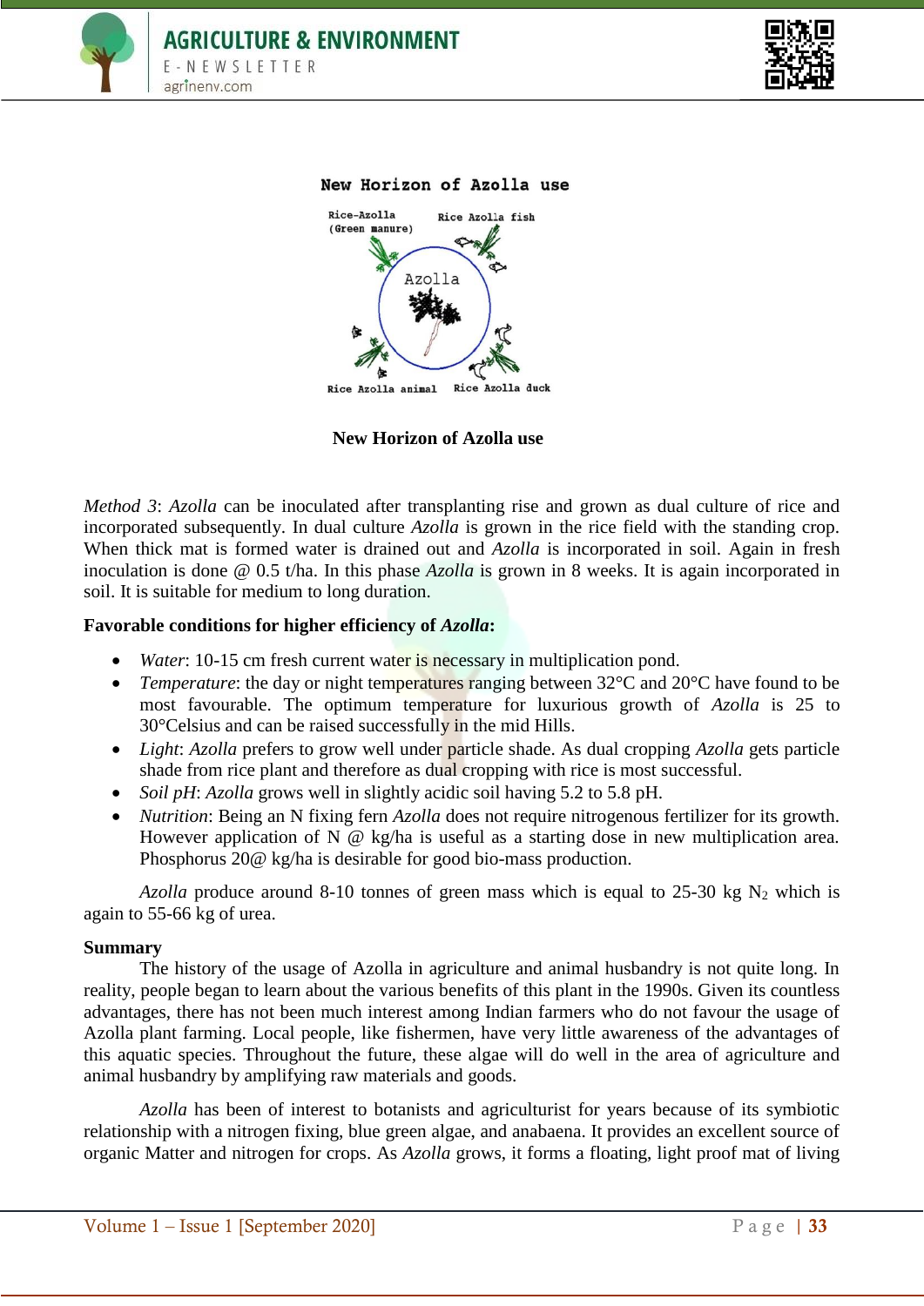New Horizon of Azolla use

*Method 3*: *Azolla* can be inoculated after transplanting rise and grown as dual culture of rice and incorporated subsequently. In dual culture *Azolla* is grown in the rice field with the standing crop. When thick mat is formed water is drained out and *Azolla* is incorporated in soil. Again in fresh inoculation is done @ 0.5 t/ha. In this phase *Azolla* is grown in 8 weeks. It is again incorporated in soil. It is suitable for medium to long duration.

**Favorable conditions for higher efficiency of *Azolla*:**

- *Water*: 10-15 cm fresh current water is necessary in multiplication pond.
- *Temperature*: the day or night temperatures ranging between 32°C and 20°C have found to be most favourable. The optimum temperature for luxurious growth of *Azolla* is 25 to 30°Celsius and can be raised successfully in the mid Hills.
- *Light*: *Azolla* prefers to grow well under particle shade. As dual cropping *Azolla* gets particle shade from rice plant and therefore as dual cropping with rice is most successful.
- *Soil pH*: *Azolla* grows well in slightly acidic soil having 5.2 to 5.8 pH.
- *Nutrition*: Being an N fixing fern *Azolla* does not require nitrogenous fertilizer for its growth. However application of N @ kg/ha is useful as a starting dose in new multiplication area. Phosphorus 20@ kg/ha is desirable for good bio-mass production.

*Azolla* produce around 8-10 tonnes of green mass which is equal to 25-30 kg $N_2$ which is again to 55-66 kg of urea.

**Summary**

The history of the usage of Azolla in agriculture and animal husbandry is not quite long. In reality, people began to learn about the various benefits of this plant in the 1990s. Given its countless advantages, there has not been much interest among Indian farmers who do not favour the usage of Azolla plant farming. Local people, like fishermen, have very little awareness of the advantages of this aquatic species. Throughout the future, these algae will do well in the area of agriculture and animal husbandry by amplifying raw materials and goods.

*Azolla* has been of interest to botanists and agriculturist for years because of its symbiotic relationship with a nitrogen fixing, blue green algae, and anabaena. It provides an excellent source of organic Matter and nitrogen for crops. As *Azolla* grows, it forms a floating, light proof mat of living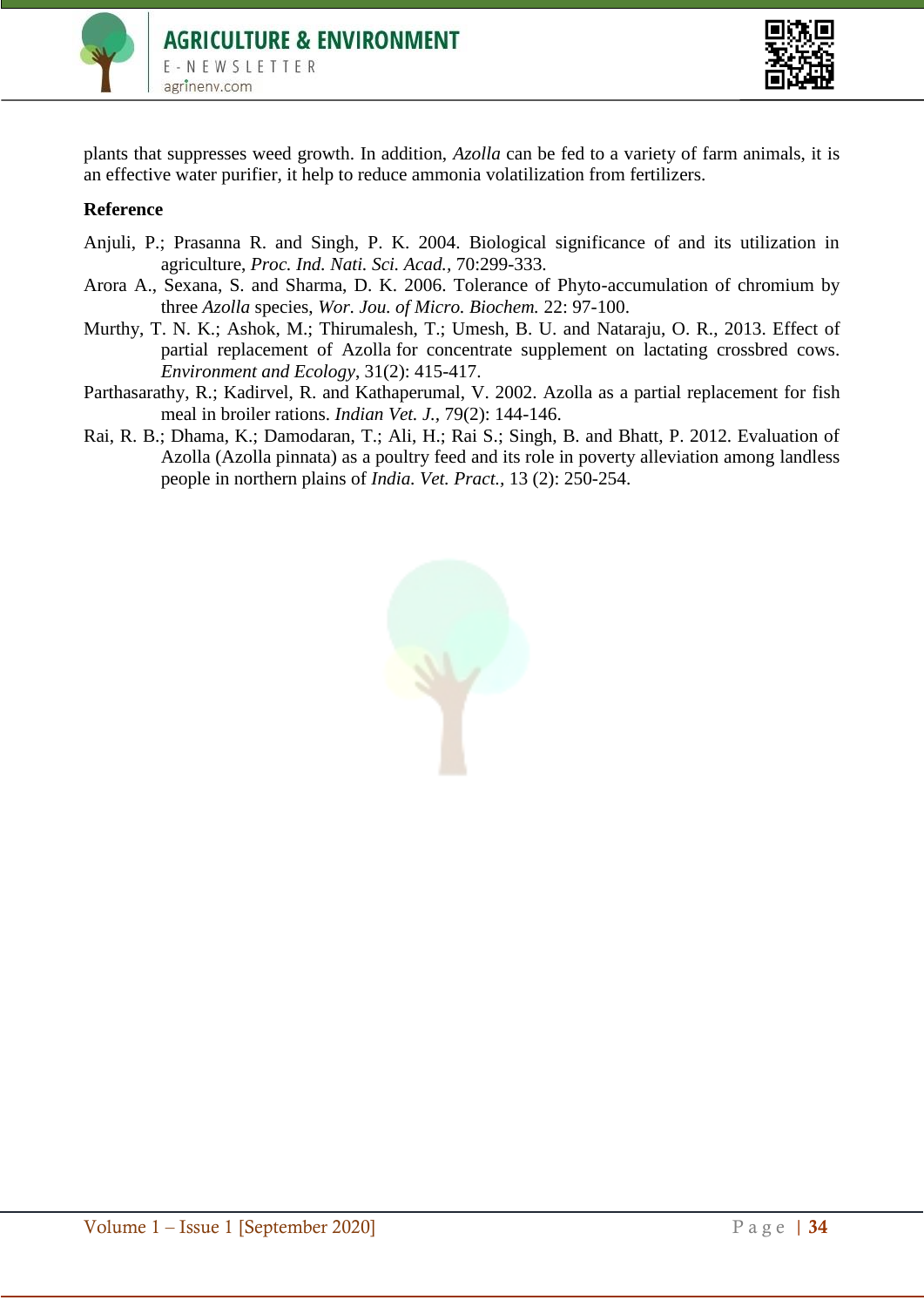plants that suppresses weed growth. In addition, *Azolla* can be fed to a variety of farm animals, it is an effective water purifier, it help to reduce ammonia volatilization from fertilizers.

**Reference**

Anjuli, P.; Prasanna R. and Singh, P. K. 2004. Biological significance of and its utilization in agriculture, *Proc. Ind. Nati. Sci. Acad.*, 70:299-333.

Arora A., Sexana, S. and Sharma, D. K. 2006. Tolerance of Phyto-accumulation of chromium by three *Azolla* species, *Wor. Jou. of Micro. Biochem.* 22: 97-100.

Murthy, T. N. K.; Ashok, M.; Thirumalesh, T.; Umesh, B. U. and Nataraju, O. R., 2013. Effect of partial replacement of Azolla for concentrate supplement on lactating crossbred cows. *Environment and Ecology*, 31(2): 415-417.

Parthasarathy, R.; Kadirvel, R. and Kathaperumal, V. 2002. Azolla as a partial replacement for fish meal in broiler rations. *Indian Vet. J.*, 79(2): 144-146.

Rai, R. B.; Dhama, K.; Damodaran, T.; Ali, H.; Rai S.; Singh, B. and Bhatt, P. 2012. Evaluation of Azolla (Azolla pinnata) as a poultry feed and its role in poverty alleviation among landless people in northern plains of *India. Vet. Pract.*, 13 (2): 250-254.